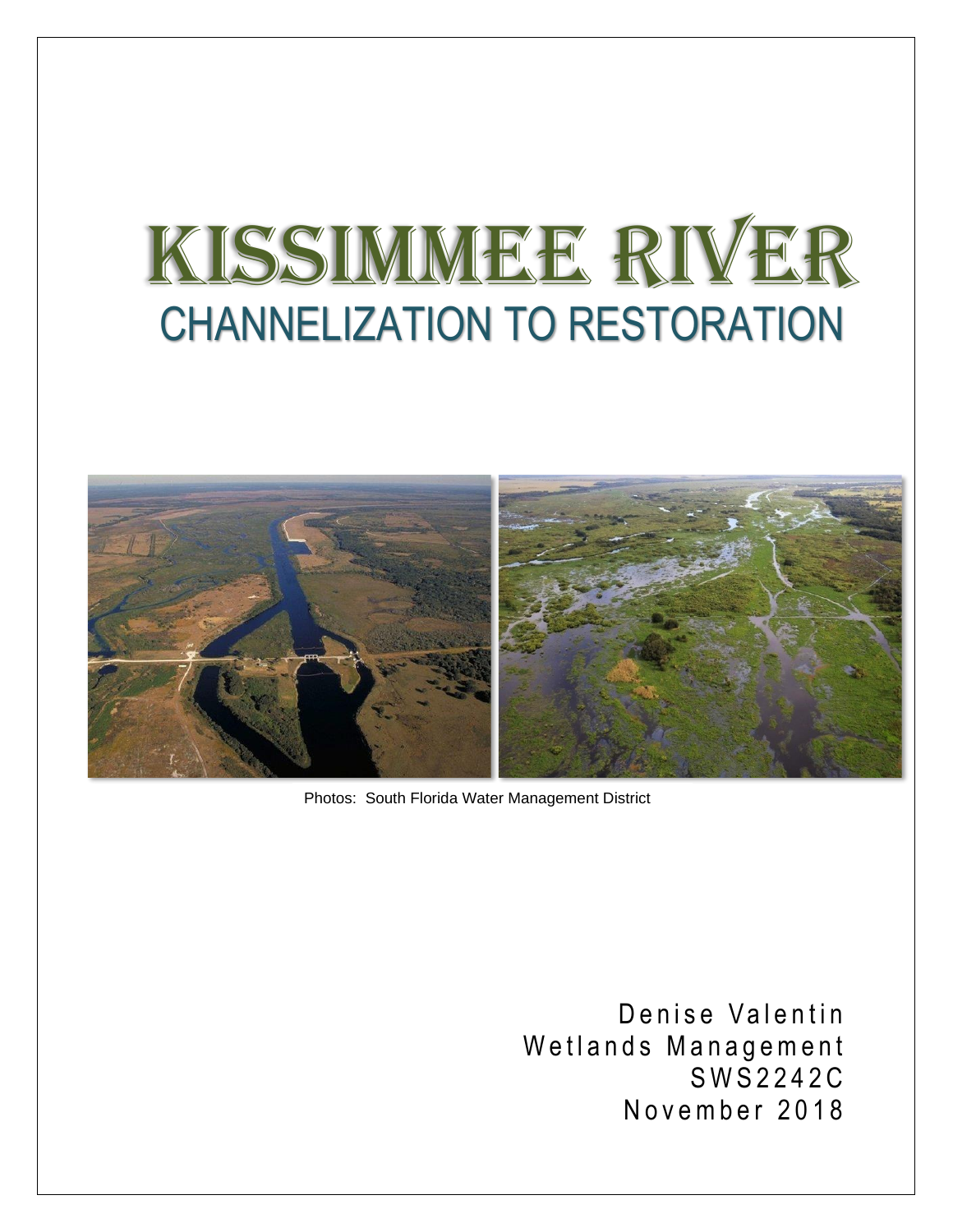# KISSIMMEE RIVER

## CHANNELIZATION TO RESTORATION

Photos: South Florida Water Management District

Denise Valentin
Wetlands Management
SWS2242C
November 2018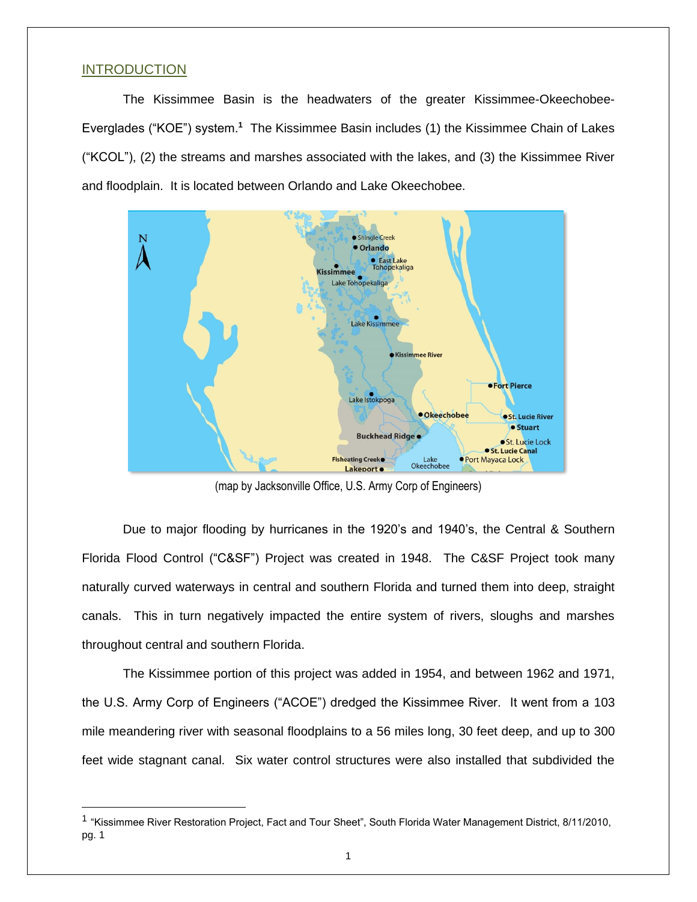## INTRODUCTION

The Kissimmee Basin is the headwaters of the greater Kissimmee-Okeechobee-Everglades ("KOE") system.[1] The Kissimmee Basin includes (1) the Kissimmee Chain of Lakes ("KCOL"), (2) the streams and marshes associated with the lakes, and (3) the Kissimmee River and floodplain. It is located between Orlando and Lake Okeechobee.

(map by Jacksonville Office, U.S. Army Corp of Engineers)

Due to major flooding by hurricanes in the 1920's and 1940's, the Central & Southern Florida Flood Control ("C&SF") Project was created in 1948. The C&SF Project took many naturally curved waterways in central and southern Florida and turned them into deep, straight canals. This in turn negatively impacted the entire system of rivers, sloughs and marshes throughout central and southern Florida.

The Kissimmee portion of this project was added in 1954, and between 1962 and 1971, the U.S. Army Corp of Engineers ("ACOE") dredged the Kissimmee River. It went from a 103 mile meandering river with seasonal floodplains to a 56 miles long, 30 feet deep, and up to 300 feet wide stagnant canal. Six water control structures were also installed that subdivided the

[1] "Kissimmee River Restoration Project, Fact and Tour Sheet", South Florida Water Management District, 8/11/2010, pg. 1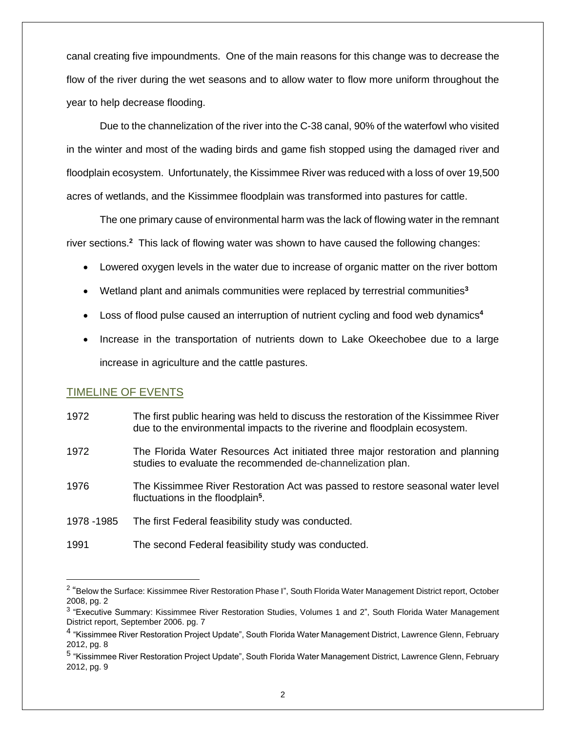canal creating five impoundments. One of the main reasons for this change was to decrease the flow of the river during the wet seasons and to allow water to flow more uniform throughout the year to help decrease flooding.

Due to the channelization of the river into the C-38 canal, 90% of the waterfowl who visited in the winter and most of the wading birds and game fish stopped using the damaged river and floodplain ecosystem. Unfortunately, the Kissimmee River was reduced with a loss of over 19,500 acres of wetlands, and the Kissimmee floodplain was transformed into pastures for cattle.

The one primary cause of environmental harm was the lack of flowing water in the remnant river sections.[2] This lack of flowing water was shown to have caused the following changes:

- Lowered oxygen levels in the water due to increase of organic matter on the river bottom
- Wetland plant and animals communities were replaced by terrestrial communities[3]
- Loss of flood pulse caused an interruption of nutrient cycling and food web dynamics[4]
- Increase in the transportation of nutrients down to Lake Okeechobee due to a large increase in agriculture and the cattle pastures.

## TIMELINE OF EVENTS

| | |
|---|---|
| 1972 | The first public hearing was held to discuss the restoration of the Kissimmee River due to the environmental impacts to the riverine and floodplain ecosystem. |
| 1972 | The Florida Water Resources Act initiated three major restoration and planning studies to evaluate the recommended de-channelization plan. |
| 1976 | The Kissimmee River Restoration Act was passed to restore seasonal water level fluctuations in the floodplain[5]. |
| 1978 -1985 | The first Federal feasibility study was conducted. |
| 1991 | The second Federal feasibility study was conducted. |

---

[2] "Below the Surface: Kissimmee River Restoration Phase I", South Florida Water Management District report, October 2008, pg. 2

[3] "Executive Summary: Kissimmee River Restoration Studies, Volumes 1 and 2", South Florida Water Management District report, September 2006. pg. 7

[4] "Kissimmee River Restoration Project Update", South Florida Water Management District, Lawrence Glenn, February 2012, pg. 8

[5] "Kissimmee River Restoration Project Update", South Florida Water Management District, Lawrence Glenn, February 2012, pg. 9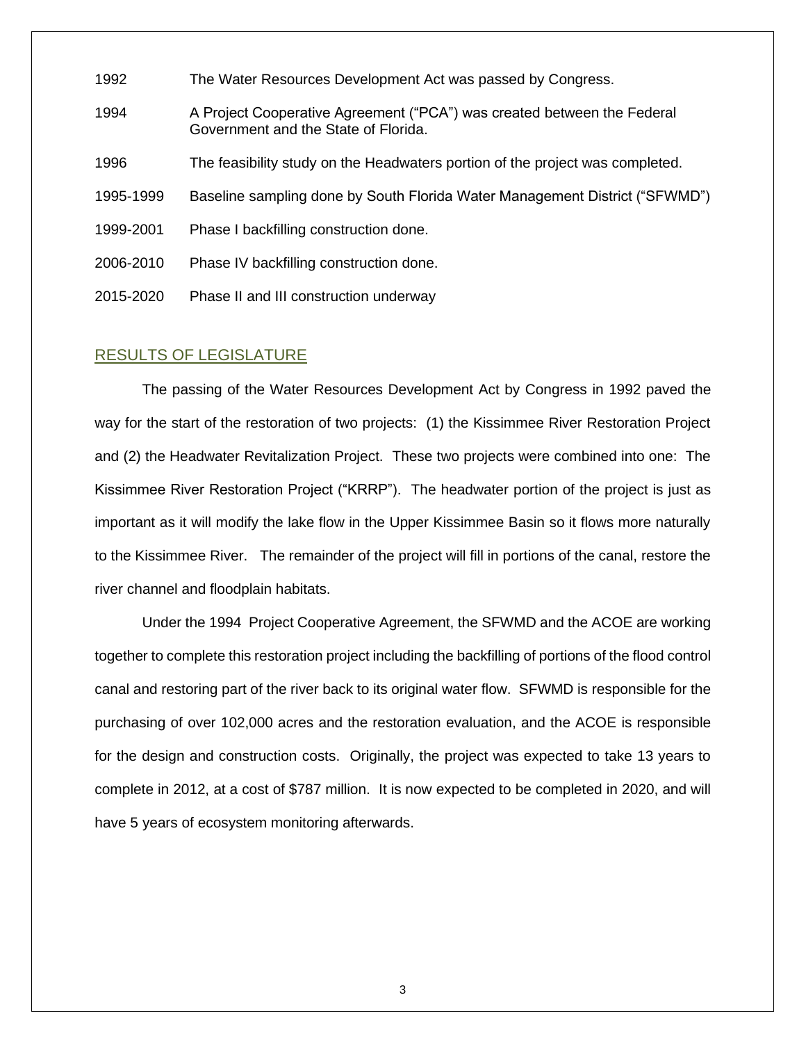| | |
|---|---|
| 1992 | The Water Resources Development Act was passed by Congress. |
| 1994 | A Project Cooperative Agreement ("PCA") was created between the Federal Government and the State of Florida. |
| 1996 | The feasibility study on the Headwaters portion of the project was completed. |
| 1995-1999 | Baseline sampling done by South Florida Water Management District ("SFWMD") |
| 1999-2001 | Phase I backfilling construction done. |
| 2006-2010 | Phase IV backfilling construction done. |
| 2015-2020 | Phase II and III construction underway |

## RESULTS OF LEGISLATURE

The passing of the Water Resources Development Act by Congress in 1992 paved the way for the start of the restoration of two projects: (1) the Kissimmee River Restoration Project and (2) the Headwater Revitalization Project. These two projects were combined into one: The Kissimmee River Restoration Project ("KRRP"). The headwater portion of the project is just as important as it will modify the lake flow in the Upper Kissimmee Basin so it flows more naturally to the Kissimmee River. The remainder of the project will fill in portions of the canal, restore the river channel and floodplain habitats.

Under the 1994 Project Cooperative Agreement, the SFWMD and the ACOE are working together to complete this restoration project including the backfilling of portions of the flood control canal and restoring part of the river back to its original water flow. SFWMD is responsible for the purchasing of over 102,000 acres and the restoration evaluation, and the ACOE is responsible for the design and construction costs. Originally, the project was expected to take 13 years to complete in 2012, at a cost of $787 million. It is now expected to be completed in 2020, and will have 5 years of ecosystem monitoring afterwards.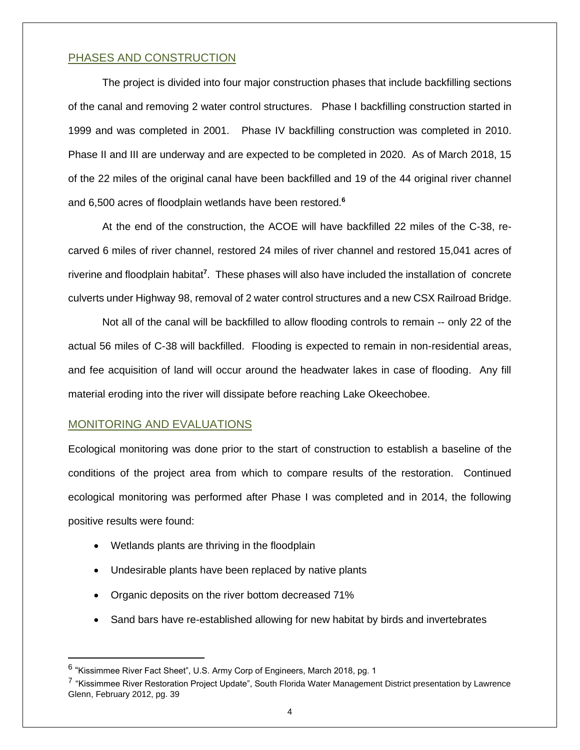## PHASES AND CONSTRUCTION

The project is divided into four major construction phases that include backfilling sections of the canal and removing 2 water control structures. Phase I backfilling construction started in 1999 and was completed in 2001. Phase IV backfilling construction was completed in 2010. Phase II and III are underway and are expected to be completed in 2020. As of March 2018, 15 of the 22 miles of the original canal have been backfilled and 19 of the 44 original river channel and 6,500 acres of floodplain wetlands have been restored.[6]

At the end of the construction, the ACOE will have backfilled 22 miles of the C-38, re-carved 6 miles of river channel, restored 24 miles of river channel and restored 15,041 acres of riverine and floodplain habitat[7]. These phases will also have included the installation of concrete culverts under Highway 98, removal of 2 water control structures and a new CSX Railroad Bridge.

Not all of the canal will be backfilled to allow flooding controls to remain -- only 22 of the actual 56 miles of C-38 will backfilled. Flooding is expected to remain in non-residential areas, and fee acquisition of land will occur around the headwater lakes in case of flooding. Any fill material eroding into the river will dissipate before reaching Lake Okeechobee.

## MONITORING AND EVALUATIONS

Ecological monitoring was done prior to the start of construction to establish a baseline of the conditions of the project area from which to compare results of the restoration. Continued ecological monitoring was performed after Phase I was completed and in 2014, the following positive results were found:

- Wetlands plants are thriving in the floodplain
- Undesirable plants have been replaced by native plants
- Organic deposits on the river bottom decreased 71%
- Sand bars have re-established allowing for new habitat by birds and invertebrates

---

[6] "Kissimmee River Fact Sheet", U.S. Army Corp of Engineers, March 2018, pg. 1

[7] "Kissimmee River Restoration Project Update", South Florida Water Management District presentation by Lawrence Glenn, February 2012, pg. 39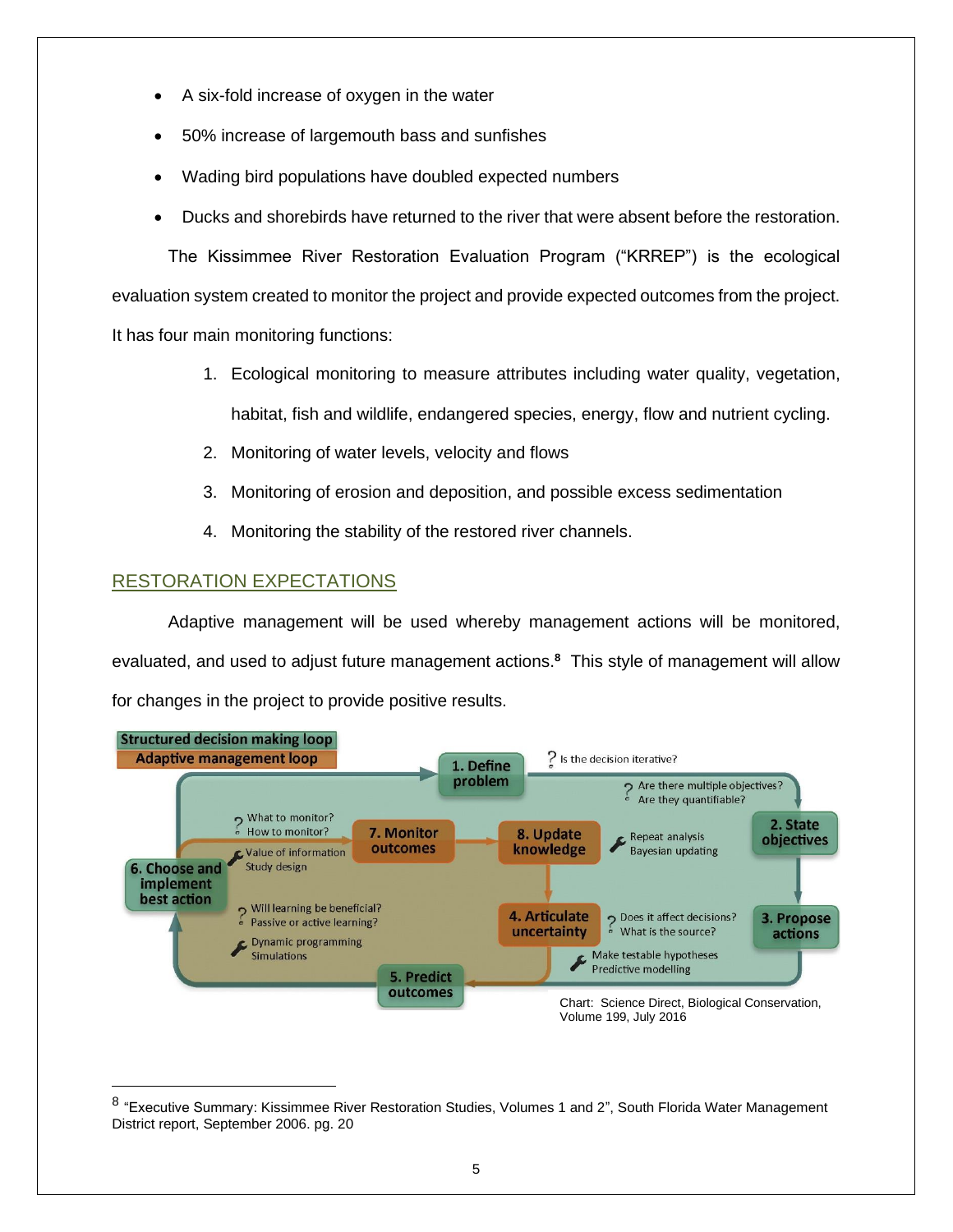- A six-fold increase of oxygen in the water
- 50% increase of largemouth bass and sunfishes
- Wading bird populations have doubled expected numbers
- Ducks and shorebirds have returned to the river that were absent before the restoration.

The Kissimmee River Restoration Evaluation Program ("KRREP") is the ecological evaluation system created to monitor the project and provide expected outcomes from the project. It has four main monitoring functions:

1. Ecological monitoring to measure attributes including water quality, vegetation, habitat, fish and wildlife, endangered species, energy, flow and nutrient cycling.
2. Monitoring of water levels, velocity and flows
3. Monitoring of erosion and deposition, and possible excess sedimentation
4. Monitoring the stability of the restored river channels.

## RESTORATION EXPECTATIONS

Adaptive management will be used whereby management actions will be monitored, evaluated, and used to adjust future management actions.[8] This style of management will allow for changes in the project to provide positive results.

Structured decision making loop
Adaptive management loop

1. Define problem — Is the decision iterative?
2. State objectives — Are there multiple objectives? Are they quantifiable?
3. Propose actions
4. Articulate uncertainty — Does it affect decisions? What is the source? Make testable hypotheses; Predictive modelling
5. Predict outcomes
6. Choose and implement best action — Will learning be beneficial? Passive or active learning? Dynamic programming; Simulations
7. Monitor outcomes — What to monitor? How to monitor? Value of information; Study design
8. Update knowledge — Repeat analysis; Bayesian updating

Chart: Science Direct, Biological Conservation, Volume 199, July 2016

---

[8] "Executive Summary: Kissimmee River Restoration Studies, Volumes 1 and 2", South Florida Water Management District report, September 2006. pg. 20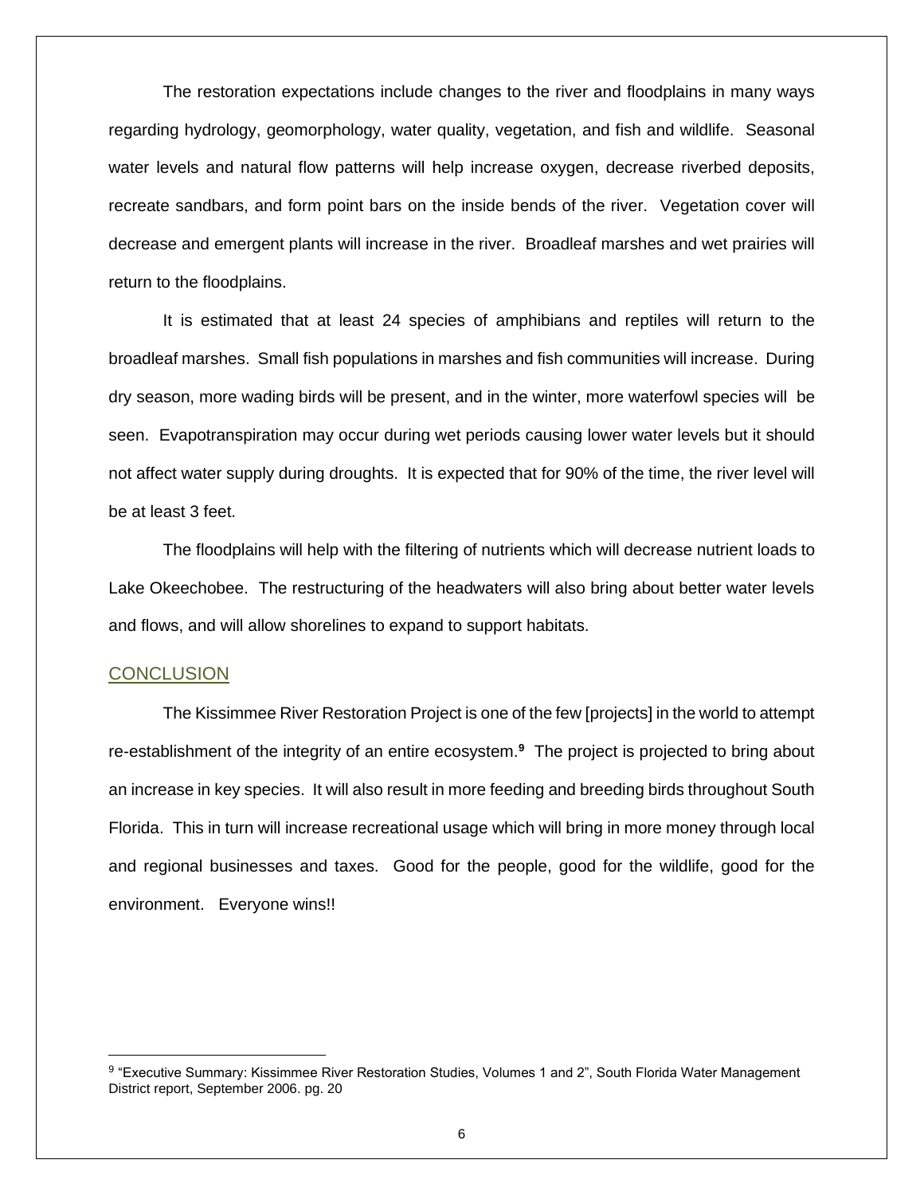The restoration expectations include changes to the river and floodplains in many ways regarding hydrology, geomorphology, water quality, vegetation, and fish and wildlife. Seasonal water levels and natural flow patterns will help increase oxygen, decrease riverbed deposits, recreate sandbars, and form point bars on the inside bends of the river. Vegetation cover will decrease and emergent plants will increase in the river. Broadleaf marshes and wet prairies will return to the floodplains.

It is estimated that at least 24 species of amphibians and reptiles will return to the broadleaf marshes. Small fish populations in marshes and fish communities will increase. During dry season, more wading birds will be present, and in the winter, more waterfowl species will be seen. Evapotranspiration may occur during wet periods causing lower water levels but it should not affect water supply during droughts. It is expected that for 90% of the time, the river level will be at least 3 feet.

The floodplains will help with the filtering of nutrients which will decrease nutrient loads to Lake Okeechobee. The restructuring of the headwaters will also bring about better water levels and flows, and will allow shorelines to expand to support habitats.

## CONCLUSION

The Kissimmee River Restoration Project is one of the few [projects] in the world to attempt re-establishment of the integrity of an entire ecosystem.[9] The project is projected to bring about an increase in key species. It will also result in more feeding and breeding birds throughout South Florida. This in turn will increase recreational usage which will bring in more money through local and regional businesses and taxes. Good for the people, good for the wildlife, good for the environment. Everyone wins!!

---

[9] "Executive Summary: Kissimmee River Restoration Studies, Volumes 1 and 2", South Florida Water Management District report, September 2006. pg. 20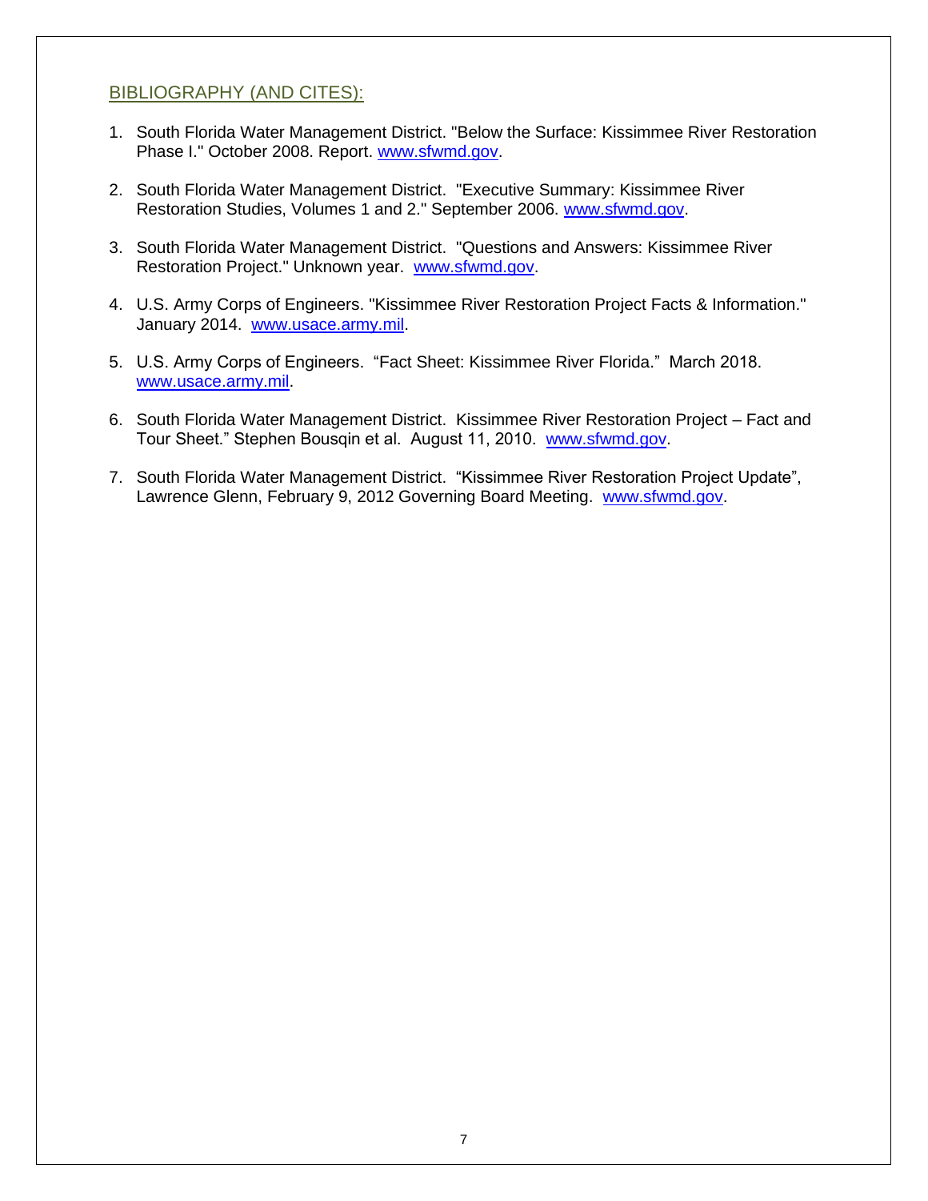## BIBLIOGRAPHY (AND CITES):

1. South Florida Water Management District. "Below the Surface: Kissimmee River Restoration Phase I." October 2008. Report. www.sfwmd.gov.

2. South Florida Water Management District. "Executive Summary: Kissimmee River Restoration Studies, Volumes 1 and 2." September 2006. www.sfwmd.gov.

3. South Florida Water Management District. "Questions and Answers: Kissimmee River Restoration Project." Unknown year. www.sfwmd.gov.

4. U.S. Army Corps of Engineers. "Kissimmee River Restoration Project Facts & Information." January 2014. www.usace.army.mil.

5. U.S. Army Corps of Engineers. “Fact Sheet: Kissimmee River Florida.” March 2018. www.usace.army.mil.

6. South Florida Water Management District. Kissimmee River Restoration Project – Fact and Tour Sheet.” Stephen Bousqin et al. August 11, 2010. www.sfwmd.gov.

7. South Florida Water Management District. “Kissimmee River Restoration Project Update”, Lawrence Glenn, February 9, 2012 Governing Board Meeting. www.sfwmd.gov.